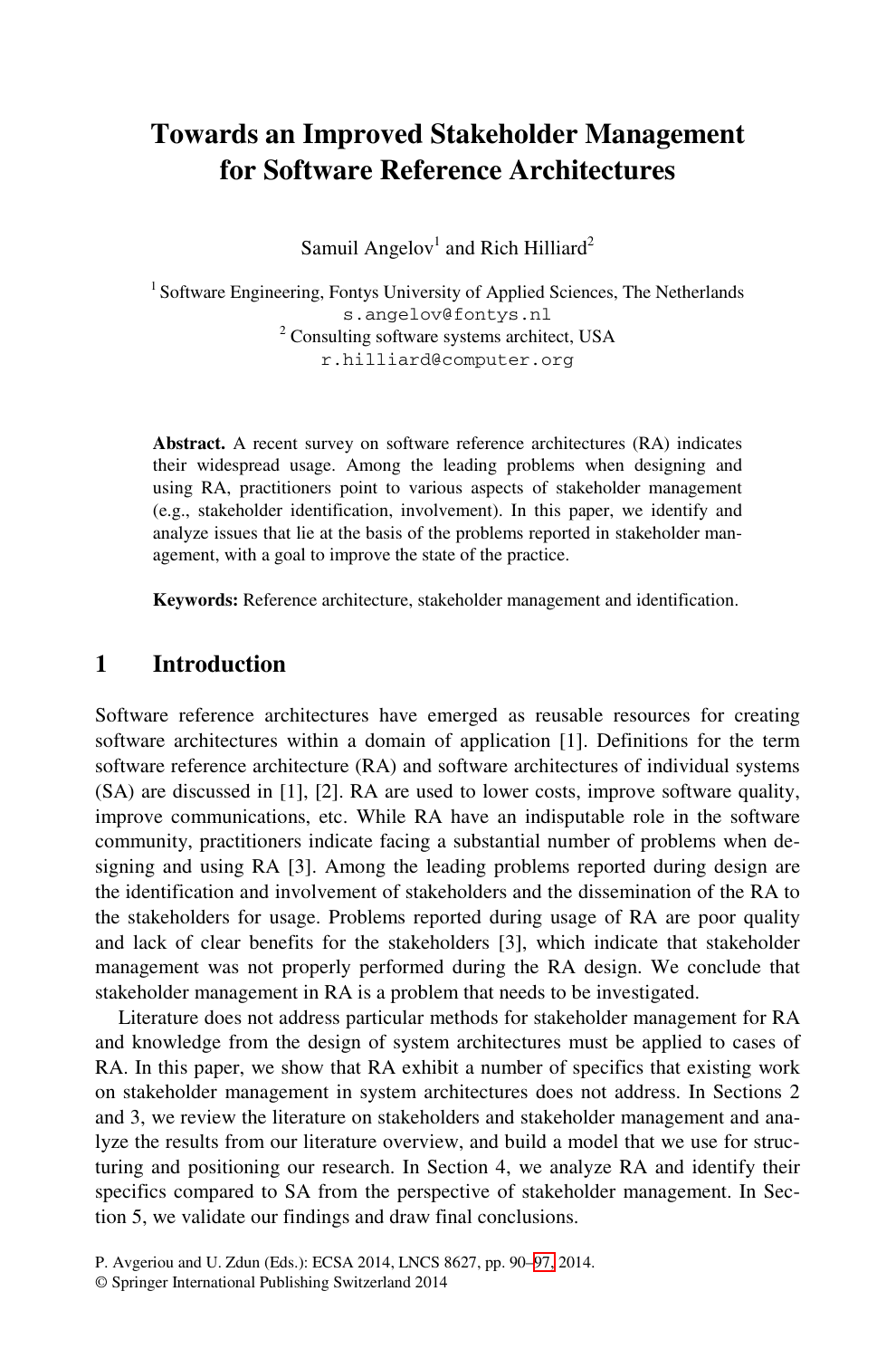# Towards an Improved Stakeholder Management for Software Reference Architectures

Samuil Angelov[1] and Rich Hilliard[2]

[1] Software Engineering, Fontys University of Applied Sciences, The Netherlands
s.angelov@fontys.nl
[2] Consulting software systems architect, USA
r.hilliard@computer.org

**Abstract.** A recent survey on software reference architectures (RA) indicates their widespread usage. Among the leading problems when designing and using RA, practitioners point to various aspects of stakeholder management (e.g., stakeholder identification, involvement). In this paper, we identify and analyze issues that lie at the basis of the problems reported in stakeholder management, with a goal to improve the state of the practice.

**Keywords:** Reference architecture, stakeholder management and identification.

## 1 Introduction

Software reference architectures have emerged as reusable resources for creating software architectures within a domain of application [1]. Definitions for the term software reference architecture (RA) and software architectures of individual systems (SA) are discussed in [1], [2]. RA are used to lower costs, improve software quality, improve communications, etc. While RA have an indisputable role in the software community, practitioners indicate facing a substantial number of problems when designing and using RA [3]. Among the leading problems reported during design are the identification and involvement of stakeholders and the dissemination of the RA to the stakeholders for usage. Problems reported during usage of RA are poor quality and lack of clear benefits for the stakeholders [3], which indicate that stakeholder management was not properly performed during the RA design. We conclude that stakeholder management in RA is a problem that needs to be investigated.

Literature does not address particular methods for stakeholder management for RA and knowledge from the design of system architectures must be applied to cases of RA. In this paper, we show that RA exhibit a number of specifics that existing work on stakeholder management in system architectures does not address. In Sections 2 and 3, we review the literature on stakeholders and stakeholder management and analyze the results from our literature overview, and build a model that we use for structuring and positioning our research. In Section 4, we analyze RA and identify their specifics compared to SA from the perspective of stakeholder management. In Section 5, we validate our findings and draw final conclusions.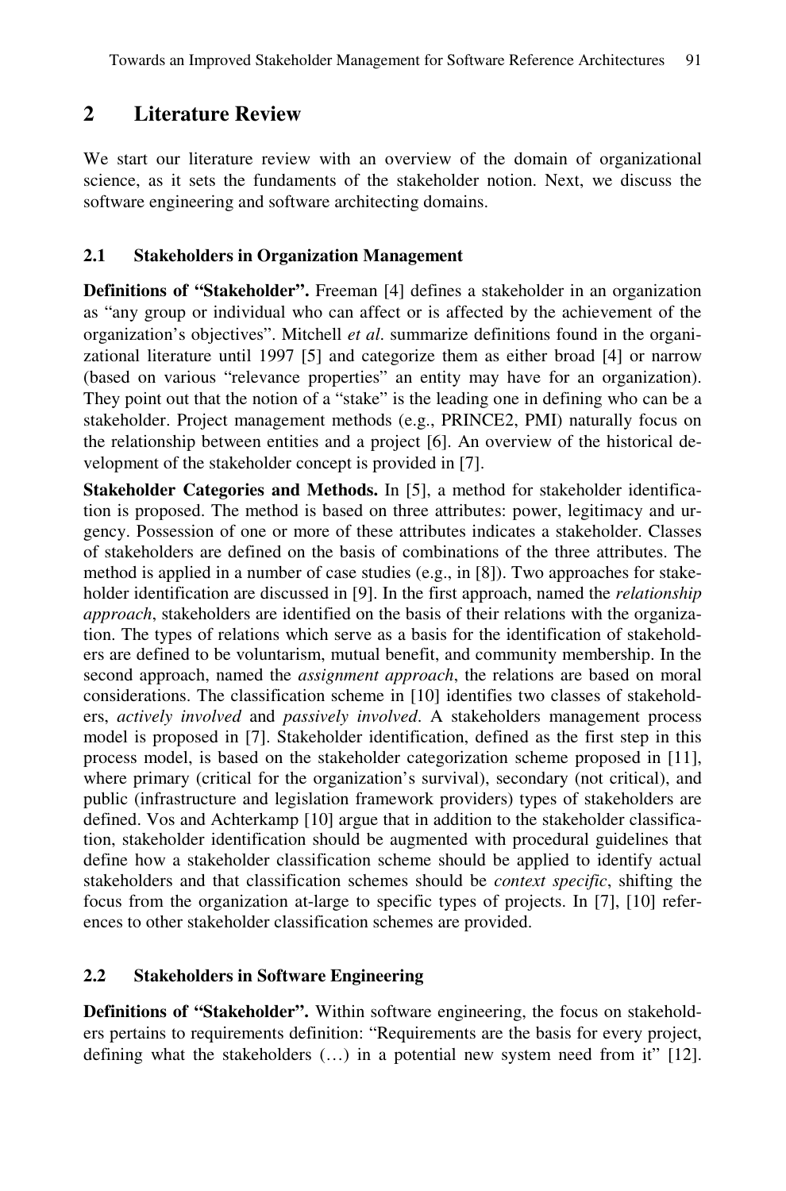## 2 Literature Review

We start our literature review with an overview of the domain of organizational science, as it sets the fundaments of the stakeholder notion. Next, we discuss the software engineering and software architecting domains.

### 2.1 Stakeholders in Organization Management

**Definitions of "Stakeholder".** Freeman [4] defines a stakeholder in an organization as "any group or individual who can affect or is affected by the achievement of the organization's objectives". Mitchell *et al.* summarize definitions found in the organizational literature until 1997 [5] and categorize them as either broad [4] or narrow (based on various "relevance properties" an entity may have for an organization). They point out that the notion of a "stake" is the leading one in defining who can be a stakeholder. Project management methods (e.g., PRINCE2, PMI) naturally focus on the relationship between entities and a project [6]. An overview of the historical development of the stakeholder concept is provided in [7].

**Stakeholder Categories and Methods.** In [5], a method for stakeholder identification is proposed. The method is based on three attributes: power, legitimacy and urgency. Possession of one or more of these attributes indicates a stakeholder. Classes of stakeholders are defined on the basis of combinations of the three attributes. The method is applied in a number of case studies (e.g., in [8]). Two approaches for stakeholder identification are discussed in [9]. In the first approach, named the *relationship approach*, stakeholders are identified on the basis of their relations with the organization. The types of relations which serve as a basis for the identification of stakeholders are defined to be voluntarism, mutual benefit, and community membership. In the second approach, named the *assignment approach*, the relations are based on moral considerations. The classification scheme in [10] identifies two classes of stakeholders, *actively involved* and *passively involved*. A stakeholders management process model is proposed in [7]. Stakeholder identification, defined as the first step in this process model, is based on the stakeholder categorization scheme proposed in [11], where primary (critical for the organization's survival), secondary (not critical), and public (infrastructure and legislation framework providers) types of stakeholders are defined. Vos and Achterkamp [10] argue that in addition to the stakeholder classification, stakeholder identification should be augmented with procedural guidelines that define how a stakeholder classification scheme should be applied to identify actual stakeholders and that classification schemes should be *context specific*, shifting the focus from the organization at-large to specific types of projects. In [7], [10] references to other stakeholder classification schemes are provided.

### 2.2 Stakeholders in Software Engineering

**Definitions of "Stakeholder".** Within software engineering, the focus on stakeholders pertains to requirements definition: "Requirements are the basis for every project, defining what the stakeholders (…) in a potential new system need from it" [12].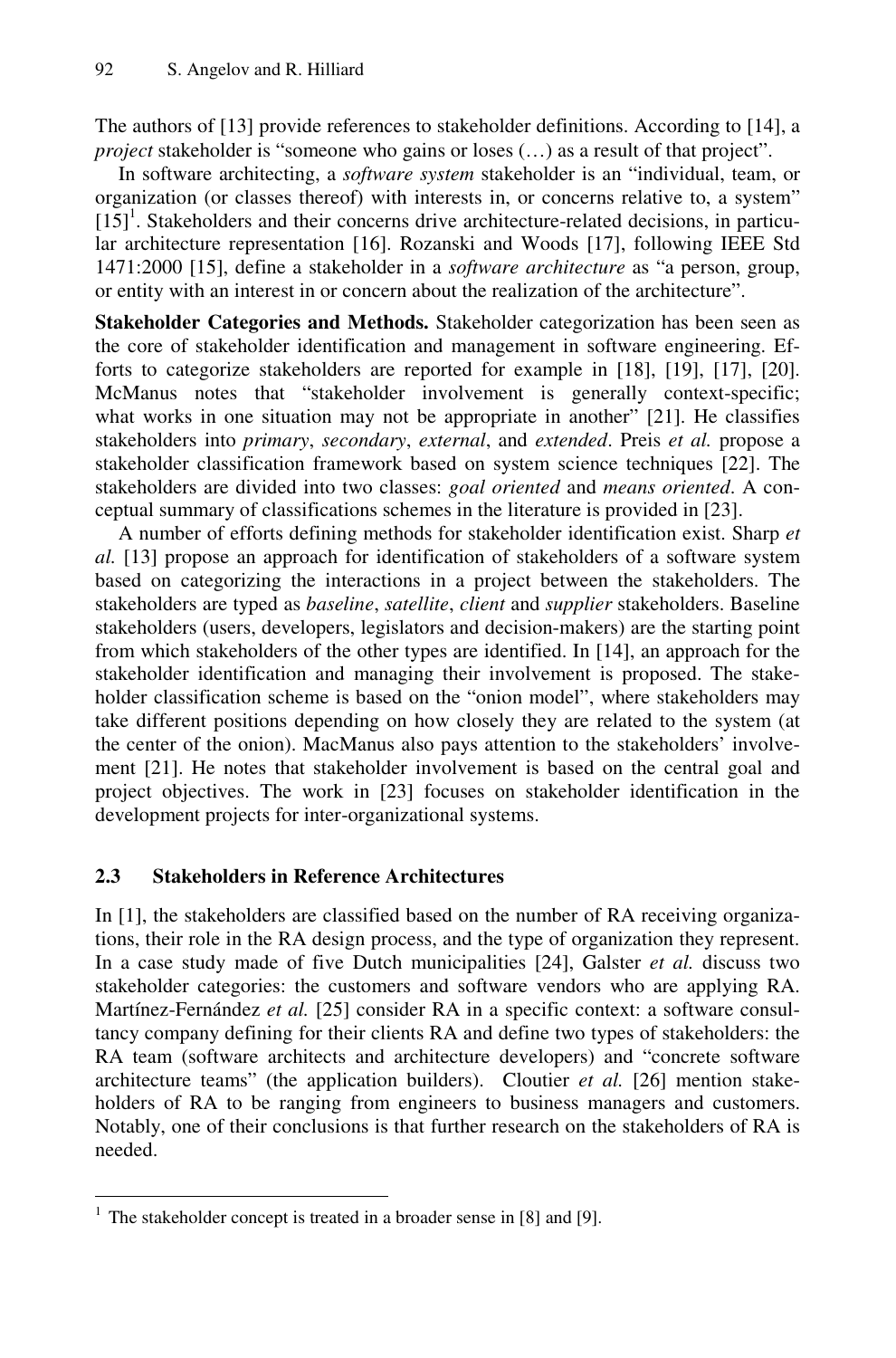The authors of [13] provide references to stakeholder definitions. According to [14], a *project* stakeholder is "someone who gains or loses (…) as a result of that project".

In software architecting, a *software system* stakeholder is an "individual, team, or organization (or classes thereof) with interests in, or concerns relative to, a system" [15][1]. Stakeholders and their concerns drive architecture-related decisions, in particular architecture representation [16]. Rozanski and Woods [17], following IEEE Std 1471:2000 [15], define a stakeholder in a *software architecture* as "a person, group, or entity with an interest in or concern about the realization of the architecture".

**Stakeholder Categories and Methods.** Stakeholder categorization has been seen as the core of stakeholder identification and management in software engineering. Efforts to categorize stakeholders are reported for example in [18], [19], [17], [20]. McManus notes that "stakeholder involvement is generally context-specific; what works in one situation may not be appropriate in another" [21]. He classifies stakeholders into *primary*, *secondary*, *external*, and *extended*. Preis *et al.* propose a stakeholder classification framework based on system science techniques [22]. The stakeholders are divided into two classes: *goal oriented* and *means oriented*. A conceptual summary of classifications schemes in the literature is provided in [23].

A number of efforts defining methods for stakeholder identification exist. Sharp *et al.* [13] propose an approach for identification of stakeholders of a software system based on categorizing the interactions in a project between the stakeholders. The stakeholders are typed as *baseline*, *satellite*, *client* and *supplier* stakeholders. Baseline stakeholders (users, developers, legislators and decision-makers) are the starting point from which stakeholders of the other types are identified. In [14], an approach for the stakeholder identification and managing their involvement is proposed. The stakeholder classification scheme is based on the "onion model", where stakeholders may take different positions depending on how closely they are related to the system (at the center of the onion). MacManus also pays attention to the stakeholders' involvement [21]. He notes that stakeholder involvement is based on the central goal and project objectives. The work in [23] focuses on stakeholder identification in the development projects for inter-organizational systems.

### 2.3 Stakeholders in Reference Architectures

In [1], the stakeholders are classified based on the number of RA receiving organizations, their role in the RA design process, and the type of organization they represent. In a case study made of five Dutch municipalities [24], Galster *et al.* discuss two stakeholder categories: the customers and software vendors who are applying RA. Martínez-Fernández *et al.* [25] consider RA in a specific context: a software consultancy company defining for their clients RA and define two types of stakeholders: the RA team (software architects and architecture developers) and "concrete software architecture teams" (the application builders). Cloutier *et al.* [26] mention stakeholders of RA to be ranging from engineers to business managers and customers. Notably, one of their conclusions is that further research on the stakeholders of RA is needed.

---

[1] The stakeholder concept is treated in a broader sense in [8] and [9].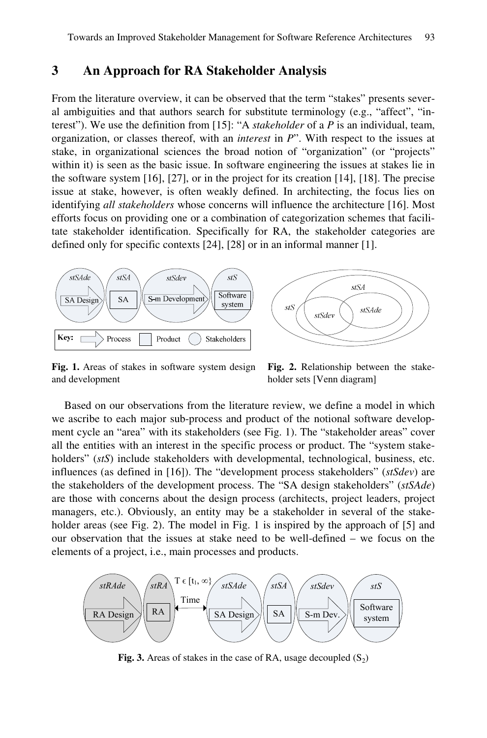## 3 An Approach for RA Stakeholder Analysis

From the literature overview, it can be observed that the term "stakes" presents several ambiguities and that authors search for substitute terminology (e.g., "affect", "interest"). We use the definition from [15]: "A *stakeholder* of a *P* is an individual, team, organization, or classes thereof, with an *interest* in *P*". With respect to the issues at stake, in organizational sciences the broad notion of "organization" (or "projects" within it) is seen as the basic issue. In software engineering the issues at stakes lie in the software system [16], [27], or in the project for its creation [14], [18]. The precise issue at stake, however, is often weakly defined. In architecting, the focus lies on identifying *all stakeholders* whose concerns will influence the architecture [16]. Most efforts focus on providing one or a combination of categorization schemes that facilitate stakeholder identification. Specifically for RA, the stakeholder categories are defined only for specific contexts [24], [28] or in an informal manner [1].

**Fig. 1.** Areas of stakes in software system design and development

**Fig. 2.** Relationship between the stakeholder sets [Venn diagram]

Based on our observations from the literature review, we define a model in which we ascribe to each major sub-process and product of the notional software development cycle an "area" with its stakeholders (see Fig. 1). The "stakeholder areas" cover all the entities with an interest in the specific process or product. The "system stakeholders" (*stS*) include stakeholders with developmental, technological, business, etc. influences (as defined in [16]). The "development process stakeholders" (*stSdev*) are the stakeholders of the development process. The "SA design stakeholders" (*stSAde*) are those with concerns about the design process (architects, project leaders, project managers, etc.). Obviously, an entity may be a stakeholder in several of the stakeholder areas (see Fig. 2). The model in Fig. 1 is inspired by the approach of [5] and our observation that the issues at stake need to be well-defined – we focus on the elements of a project, i.e., main processes and products.

**Fig. 3.** Areas of stakes in the case of RA, usage decoupled ($S_2$)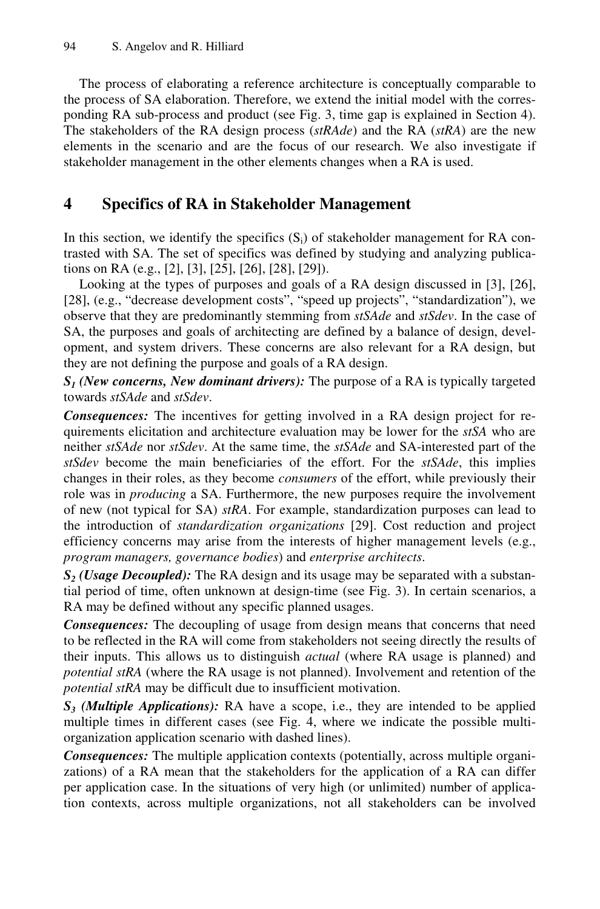The process of elaborating a reference architecture is conceptually comparable to the process of SA elaboration. Therefore, we extend the initial model with the corresponding RA sub-process and product (see Fig. 3, time gap is explained in Section 4). The stakeholders of the RA design process (*stRAde*) and the RA (*stRA*) are the new elements in the scenario and are the focus of our research. We also investigate if stakeholder management in the other elements changes when a RA is used.

## 4 Specifics of RA in Stakeholder Management

In this section, we identify the specifics ($S_i$) of stakeholder management for RA contrasted with SA. The set of specifics was defined by studying and analyzing publications on RA (e.g., [2], [3], [25], [26], [28], [29]).

Looking at the types of purposes and goals of a RA design discussed in [3], [26], [28], (e.g., "decrease development costs", "speed up projects", "standardization"), we observe that they are predominantly stemming from *stSAde* and *stSdev*. In the case of SA, the purposes and goals of architecting are defined by a balance of design, development, and system drivers. These concerns are also relevant for a RA design, but they are not defining the purpose and goals of a RA design.

***$S_1$* *(New concerns, New dominant drivers):*** The purpose of a RA is typically targeted towards *stSAde* and *stSdev*.

***Consequences:*** The incentives for getting involved in a RA design project for requirements elicitation and architecture evaluation may be lower for the *stSA* who are neither *stSAde* nor *stSdev*. At the same time, the *stSAde* and SA-interested part of the *stSdev* become the main beneficiaries of the effort. For the *stSAde*, this implies changes in their roles, as they become *consumers* of the effort, while previously their role was in *producing* a SA. Furthermore, the new purposes require the involvement of new (not typical for SA) *stRA*. For example, standardization purposes can lead to the introduction of *standardization organizations* [29]. Cost reduction and project efficiency concerns may arise from the interests of higher management levels (e.g., *program managers, governance bodies*) and *enterprise architects*.

***$S_2$* *(Usage Decoupled):*** The RA design and its usage may be separated with a substantial period of time, often unknown at design-time (see Fig. 3). In certain scenarios, a RA may be defined without any specific planned usages.

***Consequences:*** The decoupling of usage from design means that concerns that need to be reflected in the RA will come from stakeholders not seeing directly the results of their inputs. This allows us to distinguish *actual* (where RA usage is planned) and *potential stRA* (where the RA usage is not planned). Involvement and retention of the *potential stRA* may be difficult due to insufficient motivation.

***$S_3$* *(Multiple Applications):*** RA have a scope, i.e., they are intended to be applied multiple times in different cases (see Fig. 4, where we indicate the possible multi-organization application scenario with dashed lines).

***Consequences:*** The multiple application contexts (potentially, across multiple organizations) of a RA mean that the stakeholders for the application of a RA can differ per application case. In the situations of very high (or unlimited) number of application contexts, across multiple organizations, not all stakeholders can be involved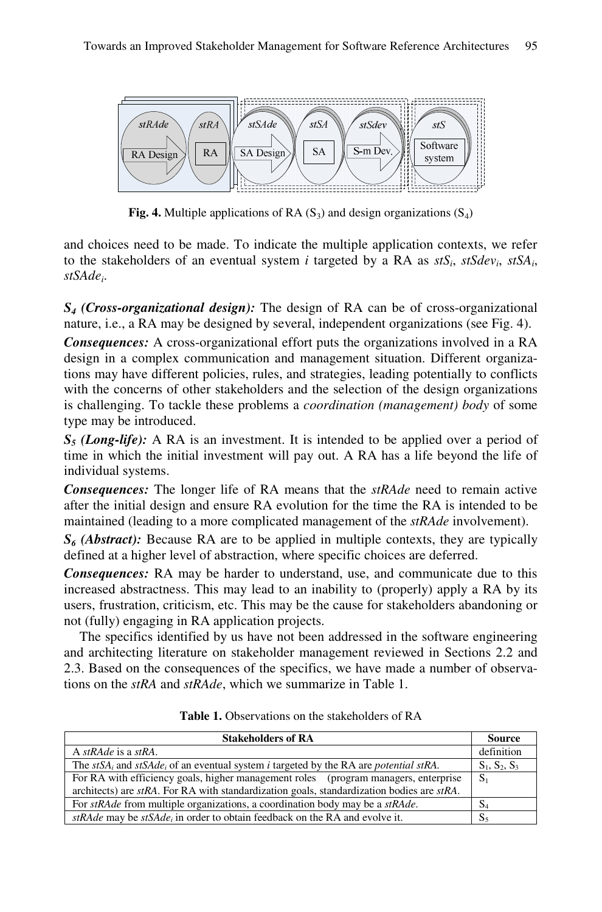**Fig. 4.** Multiple applications of RA ($S_3$) and design organizations ($S_4$)

and choices need to be made. To indicate the multiple application contexts, we refer to the stakeholders of an eventual system *i* targeted by a RA as $stS_i$, $stSdev_i$, $stSA_i$, $stSAde_i$.

***S*$_4$ *(Cross-organizational design):*** The design of RA can be of cross-organizational nature, i.e., a RA may be designed by several, independent organizations (see Fig. 4).

***Consequences:*** A cross-organizational effort puts the organizations involved in a RA design in a complex communication and management situation. Different organizations may have different policies, rules, and strategies, leading potentially to conflicts with the concerns of other stakeholders and the selection of the design organizations is challenging. To tackle these problems a *coordination (management) body* of some type may be introduced.

***S*$_5$ *(Long-life):*** A RA is an investment. It is intended to be applied over a period of time in which the initial investment will pay out. A RA has a life beyond the life of individual systems.

***Consequences:*** The longer life of RA means that the *stRAde* need to remain active after the initial design and ensure RA evolution for the time the RA is intended to be maintained (leading to a more complicated management of the *stRAde* involvement).

***S*$_6$ *(Abstract):*** Because RA are to be applied in multiple contexts, they are typically defined at a higher level of abstraction, where specific choices are deferred.

***Consequences:*** RA may be harder to understand, use, and communicate due to this increased abstractness. This may lead to an inability to (properly) apply a RA by its users, frustration, criticism, etc. This may be the cause for stakeholders abandoning or not (fully) engaging in RA application projects.

The specifics identified by us have not been addressed in the software engineering and architecting literature on stakeholder management reviewed in Sections 2.2 and 2.3. Based on the consequences of the specifics, we have made a number of observations on the *stRA* and *stRAde*, which we summarize in Table 1.

**Table 1.** Observations on the stakeholders of RA

| Stakeholders of RA | Source |
|---|---|
| A *stRAde* is a *stRA*. | definition |
| The $stSA_i$ and $stSAde_i$ of an eventual system *i* targeted by the RA are *potential stRA*. | $S_1$, $S_2$, $S_3$ |
| For RA with efficiency goals, higher management roles (program managers, enterprise architects) are *stRA*. For RA with standardization goals, standardization bodies are *stRA*. | $S_1$ |
| For *stRAde* from multiple organizations, a coordination body may be a *stRAde*. | $S_4$ |
| *stRAde* may be $stSAde_i$ in order to obtain feedback on the RA and evolve it. | $S_5$ |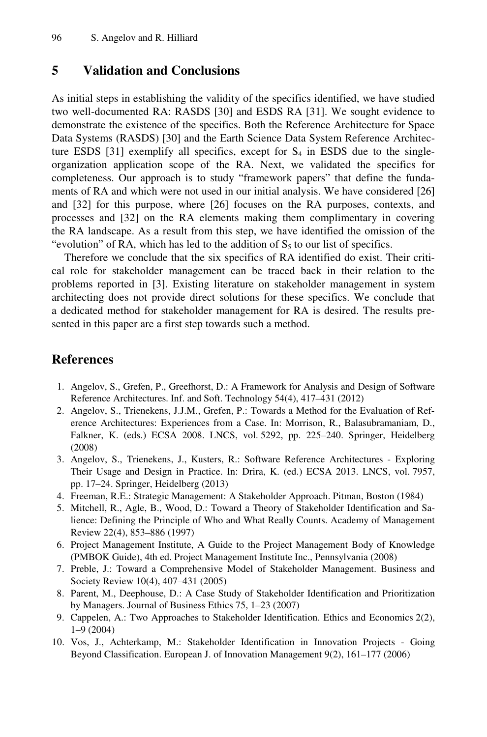## 5 Validation and Conclusions

As initial steps in establishing the validity of the specifics identified, we have studied two well-documented RA: RASDS [30] and ESDS RA [31]. We sought evidence to demonstrate the existence of the specifics. Both the Reference Architecture for Space Data Systems (RASDS) [30] and the Earth Science Data System Reference Architecture ESDS [31] exemplify all specifics, except for $S_4$ in ESDS due to the single-organization application scope of the RA. Next, we validated the specifics for completeness. Our approach is to study "framework papers" that define the fundaments of RA and which were not used in our initial analysis. We have considered [26] and [32] for this purpose, where [26] focuses on the RA purposes, contexts, and processes and [32] on the RA elements making them complimentary in covering the RA landscape. As a result from this step, we have identified the omission of the "evolution" of RA, which has led to the addition of $S_5$ to our list of specifics.

Therefore we conclude that the six specifics of RA identified do exist. Their critical role for stakeholder management can be traced back in their relation to the problems reported in [3]. Existing literature on stakeholder management in system architecting does not provide direct solutions for these specifics. We conclude that a dedicated method for stakeholder management for RA is desired. The results presented in this paper are a first step towards such a method.

## References

1. Angelov, S., Grefen, P., Greefhorst, D.: A Framework for Analysis and Design of Software Reference Architectures. Inf. and Soft. Technology 54(4), 417–431 (2012)
2. Angelov, S., Trienekens, J.J.M., Grefen, P.: Towards a Method for the Evaluation of Reference Architectures: Experiences from a Case. In: Morrison, R., Balasubramaniam, D., Falkner, K. (eds.) ECSA 2008. LNCS, vol. 5292, pp. 225–240. Springer, Heidelberg (2008)
3. Angelov, S., Trienekens, J., Kusters, R.: Software Reference Architectures - Exploring Their Usage and Design in Practice. In: Drira, K. (ed.) ECSA 2013. LNCS, vol. 7957, pp. 17–24. Springer, Heidelberg (2013)
4. Freeman, R.E.: Strategic Management: A Stakeholder Approach. Pitman, Boston (1984)
5. Mitchell, R., Agle, B., Wood, D.: Toward a Theory of Stakeholder Identification and Salience: Defining the Principle of Who and What Really Counts. Academy of Management Review 22(4), 853–886 (1997)
6. Project Management Institute, A Guide to the Project Management Body of Knowledge (PMBOK Guide), 4th ed. Project Management Institute Inc., Pennsylvania (2008)
7. Preble, J.: Toward a Comprehensive Model of Stakeholder Management. Business and Society Review 10(4), 407–431 (2005)
8. Parent, M., Deephouse, D.: A Case Study of Stakeholder Identification and Prioritization by Managers. Journal of Business Ethics 75, 1–23 (2007)
9. Cappelen, A.: Two Approaches to Stakeholder Identification. Ethics and Economics 2(2), 1–9 (2004)
10. Vos, J., Achterkamp, M.: Stakeholder Identification in Innovation Projects - Going Beyond Classification. European J. of Innovation Management 9(2), 161–177 (2006)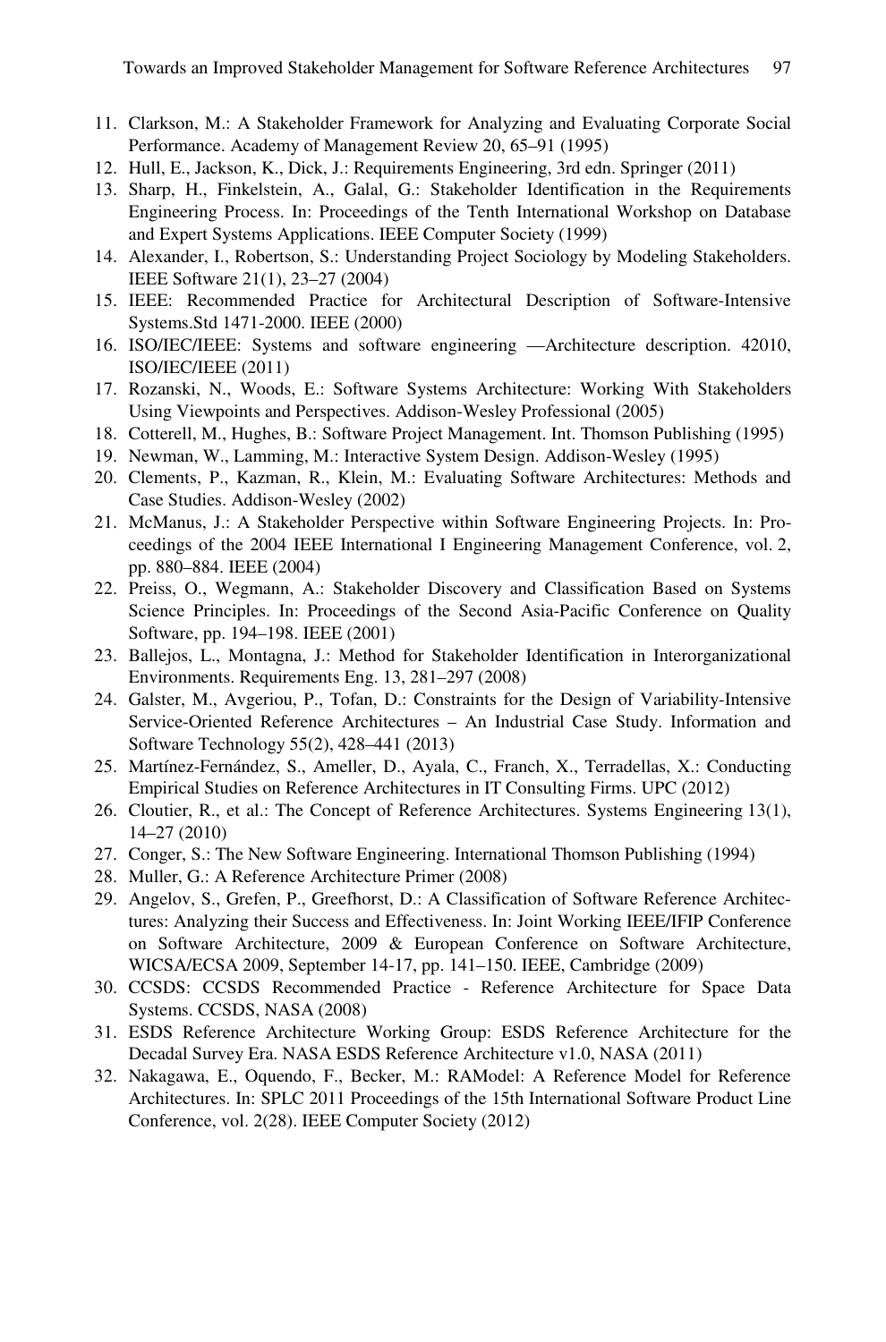11. Clarkson, M.: A Stakeholder Framework for Analyzing and Evaluating Corporate Social Performance. Academy of Management Review 20, 65–91 (1995)
12. Hull, E., Jackson, K., Dick, J.: Requirements Engineering, 3rd edn. Springer (2011)
13. Sharp, H., Finkelstein, A., Galal, G.: Stakeholder Identification in the Requirements Engineering Process. In: Proceedings of the Tenth International Workshop on Database and Expert Systems Applications. IEEE Computer Society (1999)
14. Alexander, I., Robertson, S.: Understanding Project Sociology by Modeling Stakeholders. IEEE Software 21(1), 23–27 (2004)
15. IEEE: Recommended Practice for Architectural Description of Software-Intensive Systems.Std 1471-2000. IEEE (2000)
16. ISO/IEC/IEEE: Systems and software engineering —Architecture description. 42010, ISO/IEC/IEEE (2011)
17. Rozanski, N., Woods, E.: Software Systems Architecture: Working With Stakeholders Using Viewpoints and Perspectives. Addison-Wesley Professional (2005)
18. Cotterell, M., Hughes, B.: Software Project Management. Int. Thomson Publishing (1995)
19. Newman, W., Lamming, M.: Interactive System Design. Addison-Wesley (1995)
20. Clements, P., Kazman, R., Klein, M.: Evaluating Software Architectures: Methods and Case Studies. Addison-Wesley (2002)
21. McManus, J.: A Stakeholder Perspective within Software Engineering Projects. In: Proceedings of the 2004 IEEE International I Engineering Management Conference, vol. 2, pp. 880–884. IEEE (2004)
22. Preiss, O., Wegmann, A.: Stakeholder Discovery and Classification Based on Systems Science Principles. In: Proceedings of the Second Asia-Pacific Conference on Quality Software, pp. 194–198. IEEE (2001)
23. Ballejos, L., Montagna, J.: Method for Stakeholder Identification in Interorganizational Environments. Requirements Eng. 13, 281–297 (2008)
24. Galster, M., Avgeriou, P., Tofan, D.: Constraints for the Design of Variability-Intensive Service-Oriented Reference Architectures – An Industrial Case Study. Information and Software Technology 55(2), 428–441 (2013)
25. Martínez-Fernández, S., Ameller, D., Ayala, C., Franch, X., Terradellas, X.: Conducting Empirical Studies on Reference Architectures in IT Consulting Firms. UPC (2012)
26. Cloutier, R., et al.: The Concept of Reference Architectures. Systems Engineering 13(1), 14–27 (2010)
27. Conger, S.: The New Software Engineering. International Thomson Publishing (1994)
28. Muller, G.: A Reference Architecture Primer (2008)
29. Angelov, S., Grefen, P., Greefhorst, D.: A Classification of Software Reference Architectures: Analyzing their Success and Effectiveness. In: Joint Working IEEE/IFIP Conference on Software Architecture, 2009 & European Conference on Software Architecture, WICSA/ECSA 2009, September 14-17, pp. 141–150. IEEE, Cambridge (2009)
30. CCSDS: CCSDS Recommended Practice - Reference Architecture for Space Data Systems. CCSDS, NASA (2008)
31. ESDS Reference Architecture Working Group: ESDS Reference Architecture for the Decadal Survey Era. NASA ESDS Reference Architecture v1.0, NASA (2011)
32. Nakagawa, E., Oquendo, F., Becker, M.: RAModel: A Reference Model for Reference Architectures. In: SPLC 2011 Proceedings of the 15th International Software Product Line Conference, vol. 2(28). IEEE Computer Society (2012)